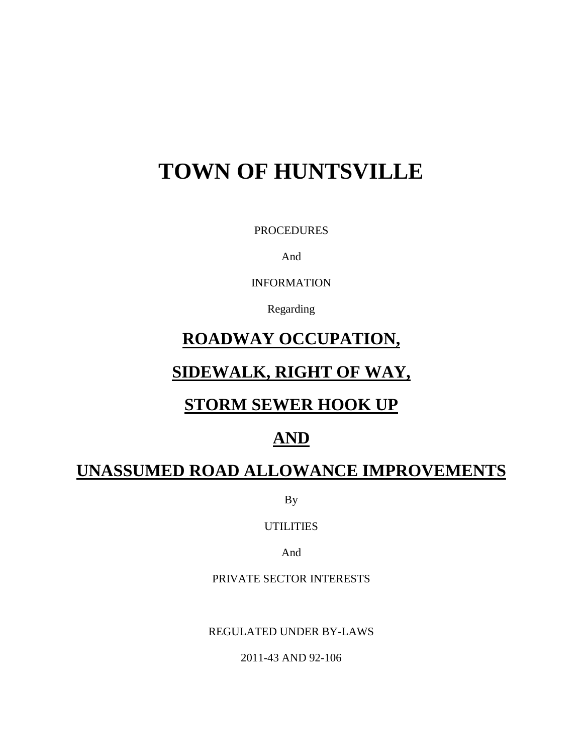# TOWN OF HUNTSVILLE

PROCEDURES

And

INFORMATION

Regarding

## **ROADWAY OCCUPATION,**

## **SIDEWALK, RIGHT OF WAY,**

## **STORM SEWER HOOK UP**

## **AND**

## **UNASSUMED ROAD ALLOWANCE IMPROVEMENTS**

By

UTILITIES

And

PRIVATE SECTOR INTERESTS

REGULATED UNDER BY-LAWS

2011-43 AND 92-106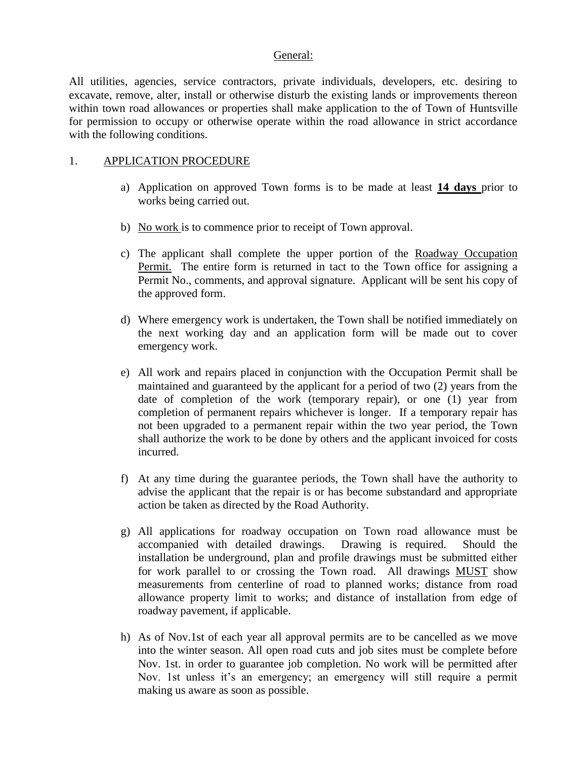## General:

All utilities, agencies, service contractors, private individuals, developers, etc. desiring to excavate, remove, alter, install or otherwise disturb the existing lands or improvements thereon within town road allowances or properties shall make application to the of Town of Huntsville for permission to occupy or otherwise operate within the road allowance in strict accordance with the following conditions.

1. APPLICATION PROCEDURE

   a) Application on approved Town forms is to be made at least **14 days** prior to works being carried out.

   b) No work is to commence prior to receipt of Town approval.

   c) The applicant shall complete the upper portion of the Roadway Occupation Permit. The entire form is returned in tact to the Town office for assigning a Permit No., comments, and approval signature. Applicant will be sent his copy of the approved form.

   d) Where emergency work is undertaken, the Town shall be notified immediately on the next working day and an application form will be made out to cover emergency work.

   e) All work and repairs placed in conjunction with the Occupation Permit shall be maintained and guaranteed by the applicant for a period of two (2) years from the date of completion of the work (temporary repair), or one (1) year from completion of permanent repairs whichever is longer. If a temporary repair has not been upgraded to a permanent repair within the two year period, the Town shall authorize the work to be done by others and the applicant invoiced for costs incurred.

   f) At any time during the guarantee periods, the Town shall have the authority to advise the applicant that the repair is or has become substandard and appropriate action be taken as directed by the Road Authority.

   g) All applications for roadway occupation on Town road allowance must be accompanied with detailed drawings. Drawing is required. Should the installation be underground, plan and profile drawings must be submitted either for work parallel to or crossing the Town road. All drawings MUST show measurements from centerline of road to planned works; distance from road allowance property limit to works; and distance of installation from edge of roadway pavement, if applicable.

   h) As of Nov.1st of each year all approval permits are to be cancelled as we move into the winter season. All open road cuts and job sites must be complete before Nov. 1st. in order to guarantee job completion. No work will be permitted after Nov. 1st unless it's an emergency; an emergency will still require a permit making us aware as soon as possible.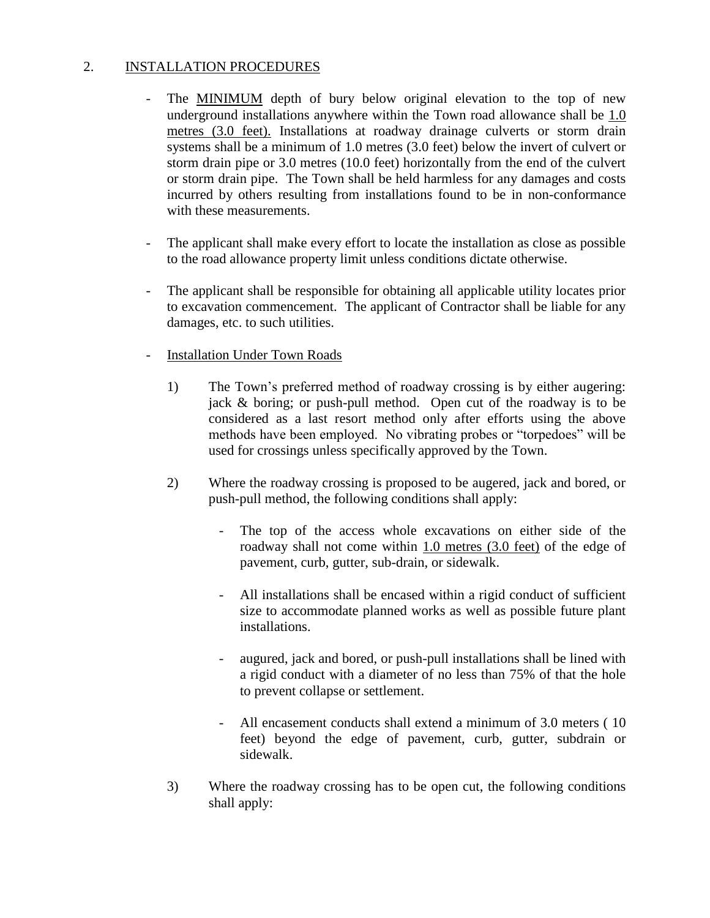## 2. INSTALLATION PROCEDURES

- The MINIMUM depth of bury below original elevation to the top of new underground installations anywhere within the Town road allowance shall be 1.0 metres (3.0 feet). Installations at roadway drainage culverts or storm drain systems shall be a minimum of 1.0 metres (3.0 feet) below the invert of culvert or storm drain pipe or 3.0 metres (10.0 feet) horizontally from the end of the culvert or storm drain pipe. The Town shall be held harmless for any damages and costs incurred by others resulting from installations found to be in non-conformance with these measurements.

- The applicant shall make every effort to locate the installation as close as possible to the road allowance property limit unless conditions dictate otherwise.

- The applicant shall be responsible for obtaining all applicable utility locates prior to excavation commencement. The applicant of Contractor shall be liable for any damages, etc. to such utilities.

- Installation Under Town Roads

  1) The Town's preferred method of roadway crossing is by either augering: jack & boring; or push-pull method. Open cut of the roadway is to be considered as a last resort method only after efforts using the above methods have been employed. No vibrating probes or "torpedoes" will be used for crossings unless specifically approved by the Town.

  2) Where the roadway crossing is proposed to be augered, jack and bored, or push-pull method, the following conditions shall apply:

     - The top of the access whole excavations on either side of the roadway shall not come within 1.0 metres (3.0 feet) of the edge of pavement, curb, gutter, sub-drain, or sidewalk.

     - All installations shall be encased within a rigid conduct of sufficient size to accommodate planned works as well as possible future plant installations.

     - augured, jack and bored, or push-pull installations shall be lined with a rigid conduct with a diameter of no less than 75% of that the hole to prevent collapse or settlement.

     - All encasement conducts shall extend a minimum of 3.0 meters ( 10 feet) beyond the edge of pavement, curb, gutter, subdrain or sidewalk.

  3) Where the roadway crossing has to be open cut, the following conditions shall apply: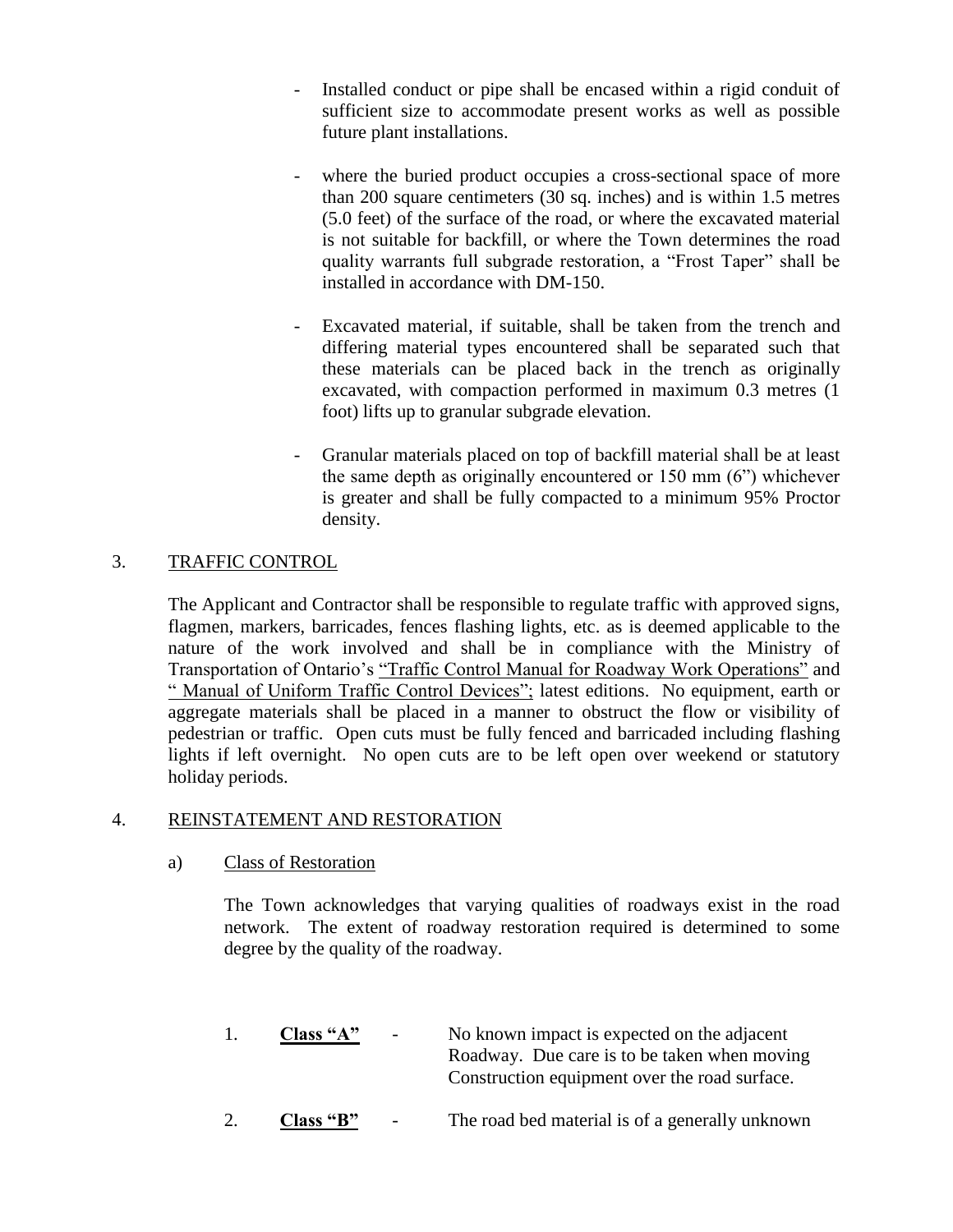- Installed conduct or pipe shall be encased within a rigid conduit of sufficient size to accommodate present works as well as possible future plant installations.

- where the buried product occupies a cross-sectional space of more than 200 square centimeters (30 sq. inches) and is within 1.5 metres (5.0 feet) of the surface of the road, or where the excavated material is not suitable for backfill, or where the Town determines the road quality warrants full subgrade restoration, a "Frost Taper" shall be installed in accordance with DM-150.

- Excavated material, if suitable, shall be taken from the trench and differing material types encountered shall be separated such that these materials can be placed back in the trench as originally excavated, with compaction performed in maximum 0.3 metres (1 foot) lifts up to granular subgrade elevation.

- Granular materials placed on top of backfill material shall be at least the same depth as originally encountered or 150 mm (6") whichever is greater and shall be fully compacted to a minimum 95% Proctor density.

## 3. TRAFFIC CONTROL

The Applicant and Contractor shall be responsible to regulate traffic with approved signs, flagmen, markers, barricades, fences flashing lights, etc. as is deemed applicable to the nature of the work involved and shall be in compliance with the Ministry of Transportation of Ontario's "Traffic Control Manual for Roadway Work Operations" and " Manual of Uniform Traffic Control Devices"; latest editions. No equipment, earth or aggregate materials shall be placed in a manner to obstruct the flow or visibility of pedestrian or traffic. Open cuts must be fully fenced and barricaded including flashing lights if left overnight. No open cuts are to be left open over weekend or statutory holiday periods.

## 4. REINSTATEMENT AND RESTORATION

### a) Class of Restoration

The Town acknowledges that varying qualities of roadways exist in the road network. The extent of roadway restoration required is determined to some degree by the quality of the roadway.

1. **Class "A"** - No known impact is expected on the adjacent Roadway. Due care is to be taken when moving Construction equipment over the road surface.

2. **Class "B"** - The road bed material is of a generally unknown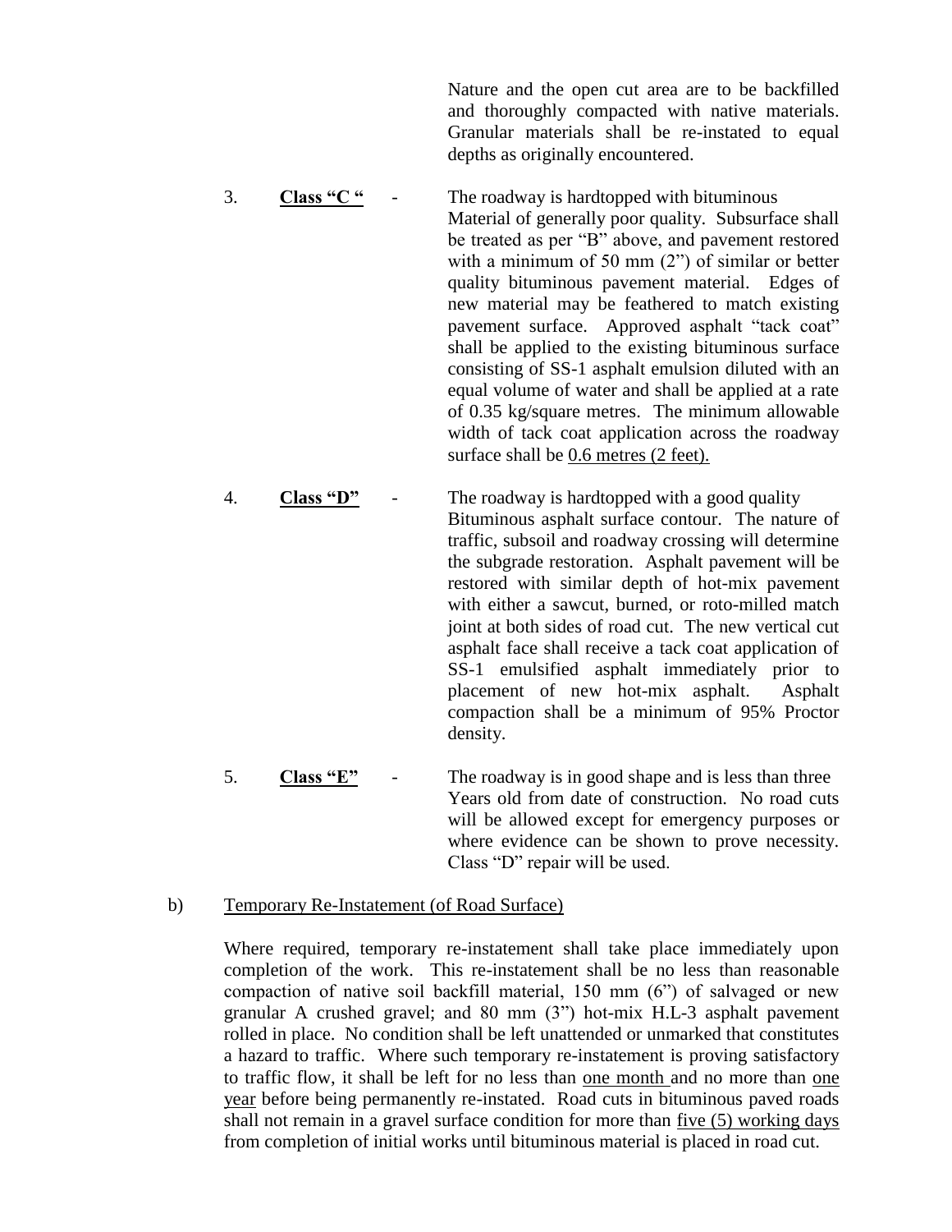Nature and the open cut area are to be backfilled and thoroughly compacted with native materials. Granular materials shall be re-instated to equal depths as originally encountered.

3. **<u>Class "C "</u>** - The roadway is hardtopped with bituminous Material of generally poor quality. Subsurface shall be treated as per "B" above, and pavement restored with a minimum of 50 mm (2") of similar or better quality bituminous pavement material. Edges of new material may be feathered to match existing pavement surface. Approved asphalt "tack coat" shall be applied to the existing bituminous surface consisting of SS-1 asphalt emulsion diluted with an equal volume of water and shall be applied at a rate of 0.35 kg/square metres. The minimum allowable width of tack coat application across the roadway surface shall be <u>0.6 metres (2 feet).</u>

4. **<u>Class "D"</u>** - The roadway is hardtopped with a good quality Bituminous asphalt surface contour. The nature of traffic, subsoil and roadway crossing will determine the subgrade restoration. Asphalt pavement will be restored with similar depth of hot-mix pavement with either a sawcut, burned, or roto-milled match joint at both sides of road cut. The new vertical cut asphalt face shall receive a tack coat application of SS-1 emulsified asphalt immediately prior to placement of new hot-mix asphalt. Asphalt compaction shall be a minimum of 95% Proctor density.

5. **<u>Class "E"</u>** - The roadway is in good shape and is less than three Years old from date of construction. No road cuts will be allowed except for emergency purposes or where evidence can be shown to prove necessity. Class "D" repair will be used.

b) <u>Temporary Re-Instatement (of Road Surface)</u>

Where required, temporary re-instatement shall take place immediately upon completion of the work. This re-instatement shall be no less than reasonable compaction of native soil backfill material, 150 mm (6") of salvaged or new granular A crushed gravel; and 80 mm (3") hot-mix H.L-3 asphalt pavement rolled in place. No condition shall be left unattended or unmarked that constitutes a hazard to traffic. Where such temporary re-instatement is proving satisfactory to traffic flow, it shall be left for no less than <u>one month</u> and no more than <u>one year</u> before being permanently re-instated. Road cuts in bituminous paved roads shall not remain in a gravel surface condition for more than <u>five (5) working days</u> from completion of initial works until bituminous material is placed in road cut.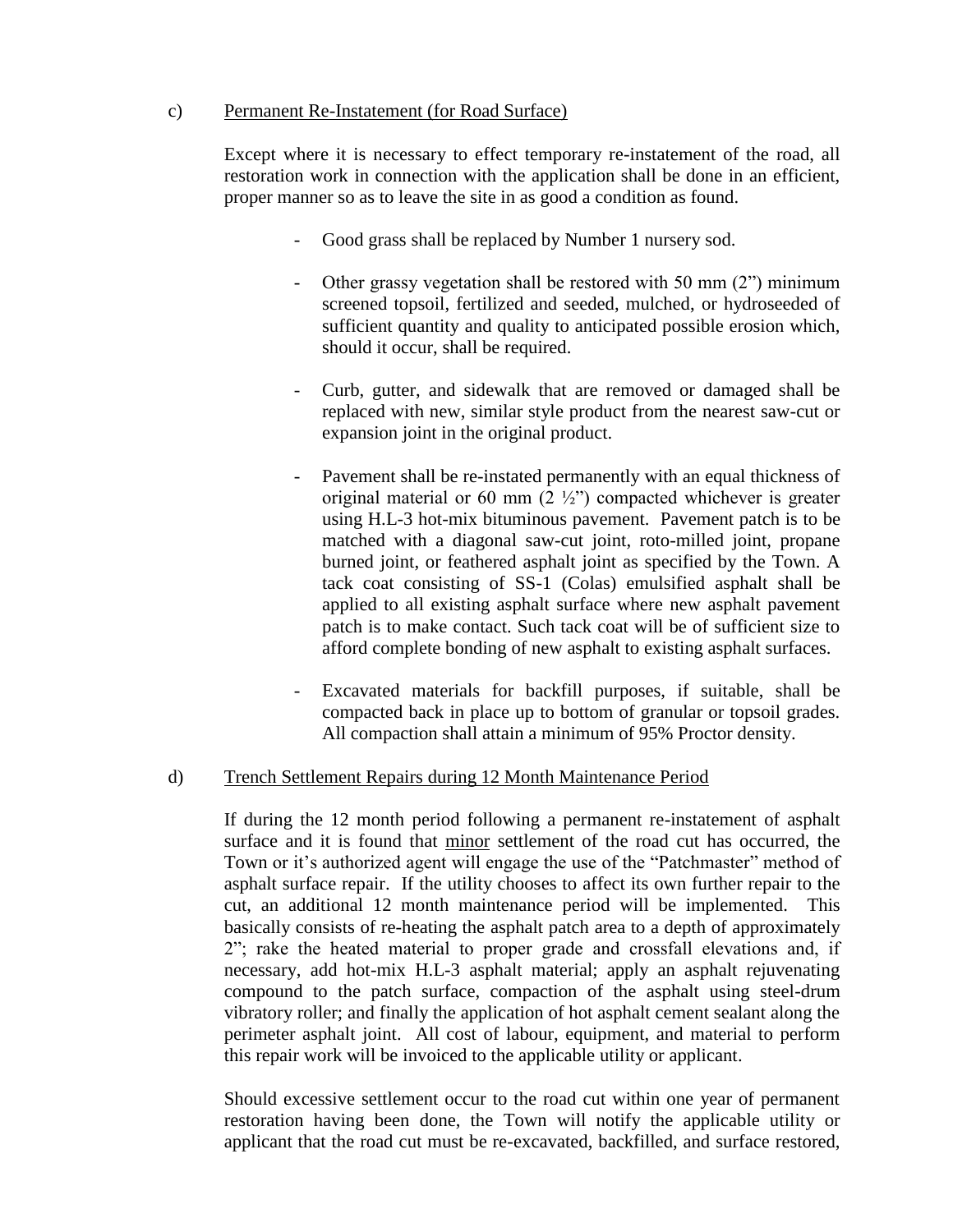c) Permanent Re-Instatement (for Road Surface)

Except where it is necessary to effect temporary re-instatement of the road, all restoration work in connection with the application shall be done in an efficient, proper manner so as to leave the site in as good a condition as found.

- Good grass shall be replaced by Number 1 nursery sod.
- Other grassy vegetation shall be restored with 50 mm (2") minimum screened topsoil, fertilized and seeded, mulched, or hydroseeded of sufficient quantity and quality to anticipated possible erosion which, should it occur, shall be required.
- Curb, gutter, and sidewalk that are removed or damaged shall be replaced with new, similar style product from the nearest saw-cut or expansion joint in the original product.
- Pavement shall be re-instated permanently with an equal thickness of original material or 60 mm (2 ½") compacted whichever is greater using H.L-3 hot-mix bituminous pavement. Pavement patch is to be matched with a diagonal saw-cut joint, roto-milled joint, propane burned joint, or feathered asphalt joint as specified by the Town. A tack coat consisting of SS-1 (Colas) emulsified asphalt shall be applied to all existing asphalt surface where new asphalt pavement patch is to make contact. Such tack coat will be of sufficient size to afford complete bonding of new asphalt to existing asphalt surfaces.
- Excavated materials for backfill purposes, if suitable, shall be compacted back in place up to bottom of granular or topsoil grades. All compaction shall attain a minimum of 95% Proctor density.

d) Trench Settlement Repairs during 12 Month Maintenance Period

If during the 12 month period following a permanent re-instatement of asphalt surface and it is found that minor settlement of the road cut has occurred, the Town or it's authorized agent will engage the use of the "Patchmaster" method of asphalt surface repair. If the utility chooses to affect its own further repair to the cut, an additional 12 month maintenance period will be implemented. This basically consists of re-heating the asphalt patch area to a depth of approximately 2"; rake the heated material to proper grade and crossfall elevations and, if necessary, add hot-mix H.L-3 asphalt material; apply an asphalt rejuvenating compound to the patch surface, compaction of the asphalt using steel-drum vibratory roller; and finally the application of hot asphalt cement sealant along the perimeter asphalt joint. All cost of labour, equipment, and material to perform this repair work will be invoiced to the applicable utility or applicant.

Should excessive settlement occur to the road cut within one year of permanent restoration having been done, the Town will notify the applicable utility or applicant that the road cut must be re-excavated, backfilled, and surface restored,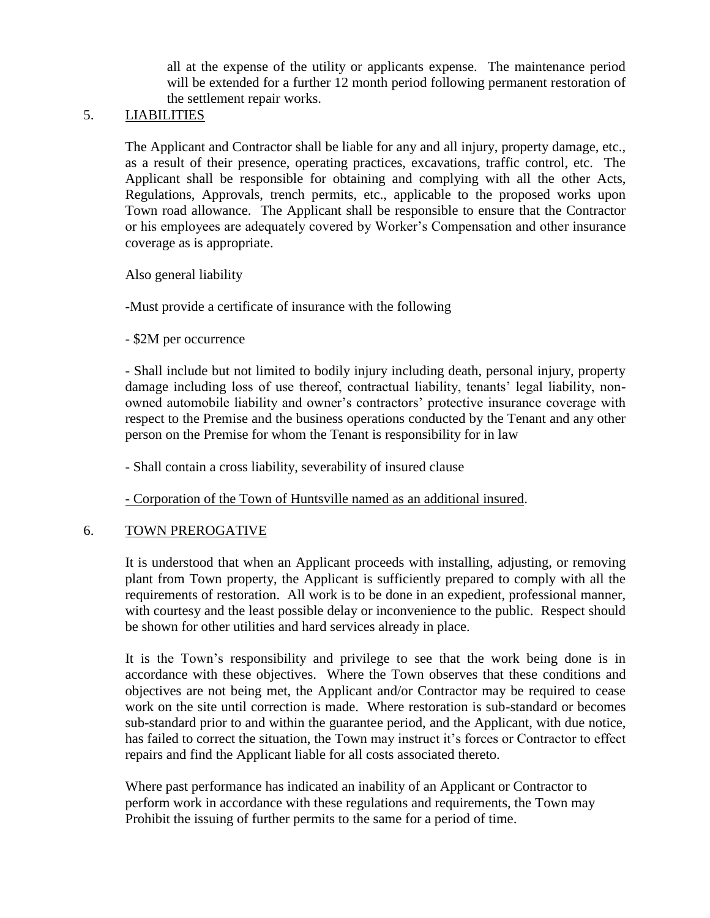all at the expense of the utility or applicants expense. The maintenance period will be extended for a further 12 month period following permanent restoration of the settlement repair works.

## 5. LIABILITIES

The Applicant and Contractor shall be liable for any and all injury, property damage, etc., as a result of their presence, operating practices, excavations, traffic control, etc. The Applicant shall be responsible for obtaining and complying with all the other Acts, Regulations, Approvals, trench permits, etc., applicable to the proposed works upon Town road allowance. The Applicant shall be responsible to ensure that the Contractor or his employees are adequately covered by Worker's Compensation and other insurance coverage as is appropriate.

Also general liability

-Must provide a certificate of insurance with the following

- $2M per occurrence

- Shall include but not limited to bodily injury including death, personal injury, property damage including loss of use thereof, contractual liability, tenants' legal liability, non-owned automobile liability and owner's contractors' protective insurance coverage with respect to the Premise and the business operations conducted by the Tenant and any other person on the Premise for whom the Tenant is responsibility for in law

- Shall contain a cross liability, severability of insured clause

- Corporation of the Town of Huntsville named as an additional insured.

## 6. TOWN PREROGATIVE

It is understood that when an Applicant proceeds with installing, adjusting, or removing plant from Town property, the Applicant is sufficiently prepared to comply with all the requirements of restoration. All work is to be done in an expedient, professional manner, with courtesy and the least possible delay or inconvenience to the public. Respect should be shown for other utilities and hard services already in place.

It is the Town's responsibility and privilege to see that the work being done is in accordance with these objectives. Where the Town observes that these conditions and objectives are not being met, the Applicant and/or Contractor may be required to cease work on the site until correction is made. Where restoration is sub-standard or becomes sub-standard prior to and within the guarantee period, and the Applicant, with due notice, has failed to correct the situation, the Town may instruct it's forces or Contractor to effect repairs and find the Applicant liable for all costs associated thereto.

Where past performance has indicated an inability of an Applicant or Contractor to perform work in accordance with these regulations and requirements, the Town may Prohibit the issuing of further permits to the same for a period of time.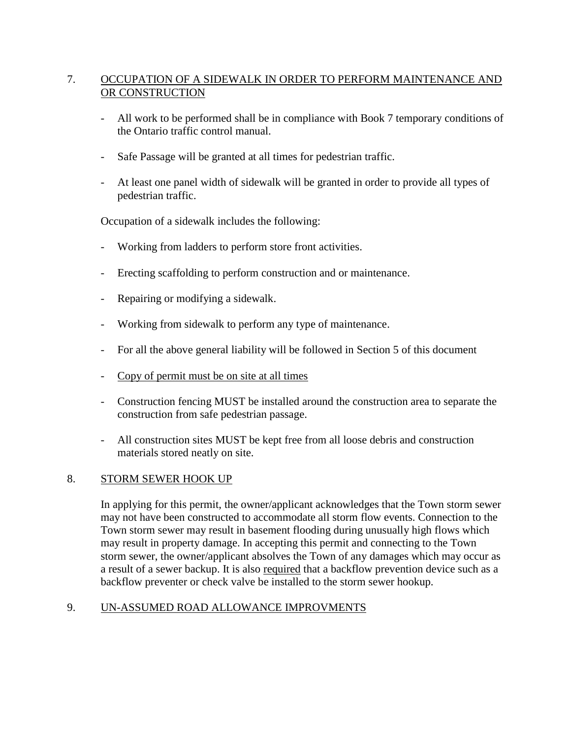## 7. <u>OCCUPATION OF A SIDEWALK IN ORDER TO PERFORM MAINTENANCE AND OR CONSTRUCTION</u>

- All work to be performed shall be in compliance with Book 7 temporary conditions of the Ontario traffic control manual.
- Safe Passage will be granted at all times for pedestrian traffic.
- At least one panel width of sidewalk will be granted in order to provide all types of pedestrian traffic.

Occupation of a sidewalk includes the following:

- Working from ladders to perform store front activities.
- Erecting scaffolding to perform construction and or maintenance.
- Repairing or modifying a sidewalk.
- Working from sidewalk to perform any type of maintenance.
- For all the above general liability will be followed in Section 5 of this document
- <u>Copy of permit must be on site at all times</u>
- Construction fencing MUST be installed around the construction area to separate the construction from safe pedestrian passage.
- All construction sites MUST be kept free from all loose debris and construction materials stored neatly on site.

## 8. <u>STORM SEWER HOOK UP</u>

In applying for this permit, the owner/applicant acknowledges that the Town storm sewer may not have been constructed to accommodate all storm flow events. Connection to the Town storm sewer may result in basement flooding during unusually high flows which may result in property damage. In accepting this permit and connecting to the Town storm sewer, the owner/applicant absolves the Town of any damages which may occur as a result of a sewer backup. It is also <u>required</u> that a backflow prevention device such as a backflow preventer or check valve be installed to the storm sewer hookup.

## 9. <u>UN-ASSUMED ROAD ALLOWANCE IMPROVMENTS</u>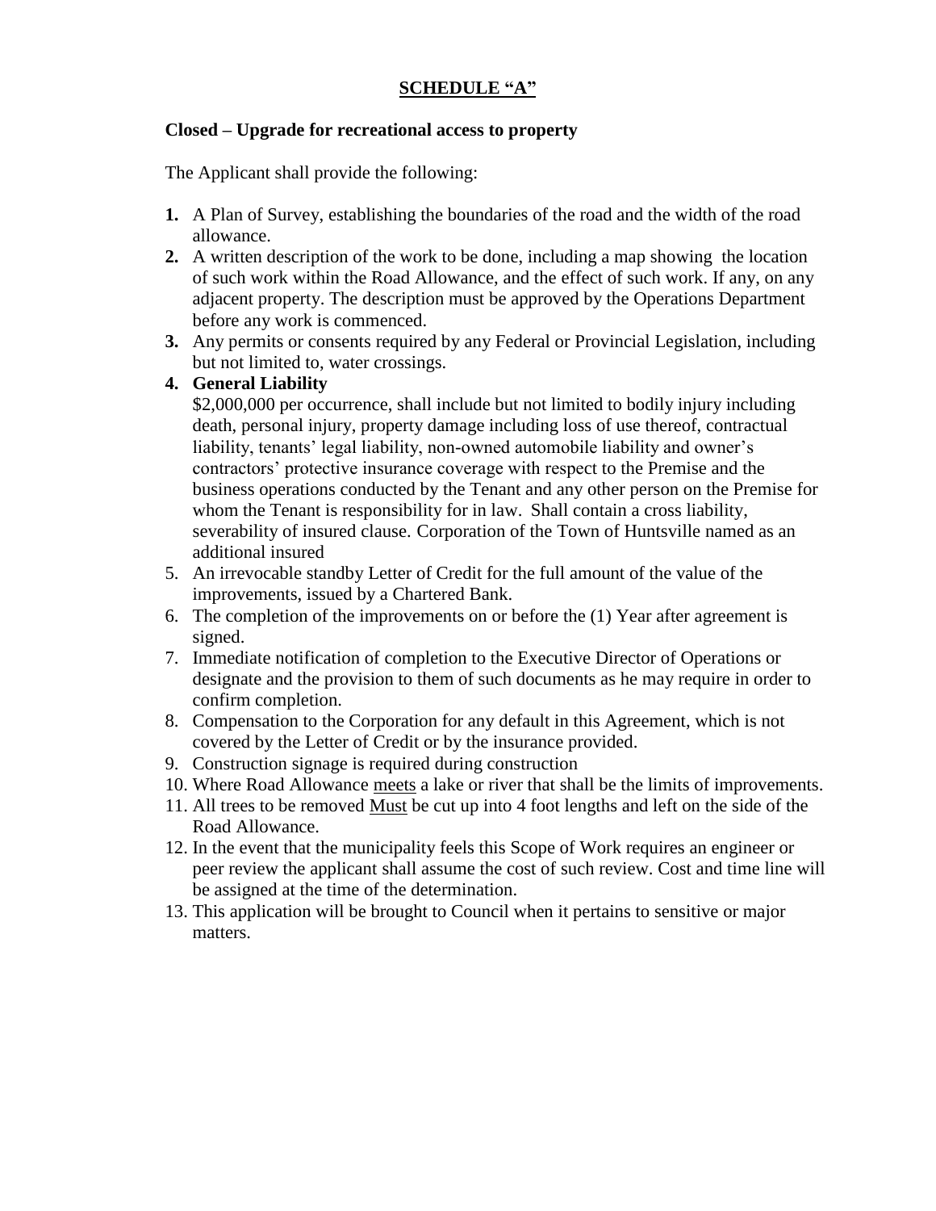# <u>SCHEDULE "A"</u>

**Closed – Upgrade for recreational access to property**

The Applicant shall provide the following:

1. A Plan of Survey, establishing the boundaries of the road and the width of the road allowance.
2. A written description of the work to be done, including a map showing the location of such work within the Road Allowance, and the effect of such work. If any, on any adjacent property. The description must be approved by the Operations Department before any work is commenced.
3. Any permits or consents required by any Federal or Provincial Legislation, including but not limited to, water crossings.
4. **General Liability**
   $2,000,000 per occurrence, shall include but not limited to bodily injury including death, personal injury, property damage including loss of use thereof, contractual liability, tenants' legal liability, non-owned automobile liability and owner's contractors' protective insurance coverage with respect to the Premise and the business operations conducted by the Tenant and any other person on the Premise for whom the Tenant is responsibility for in law. Shall contain a cross liability, severability of insured clause. Corporation of the Town of Huntsville named as an additional insured
5. An irrevocable standby Letter of Credit for the full amount of the value of the improvements, issued by a Chartered Bank.
6. The completion of the improvements on or before the (1) Year after agreement is signed.
7. Immediate notification of completion to the Executive Director of Operations or designate and the provision to them of such documents as he may require in order to confirm completion.
8. Compensation to the Corporation for any default in this Agreement, which is not covered by the Letter of Credit or by the insurance provided.
9. Construction signage is required during construction
10. Where Road Allowance <u>meets</u> a lake or river that shall be the limits of improvements.
11. All trees to be removed <u>Must</u> be cut up into 4 foot lengths and left on the side of the Road Allowance.
12. In the event that the municipality feels this Scope of Work requires an engineer or peer review the applicant shall assume the cost of such review. Cost and time line will be assigned at the time of the determination.
13. This application will be brought to Council when it pertains to sensitive or major matters.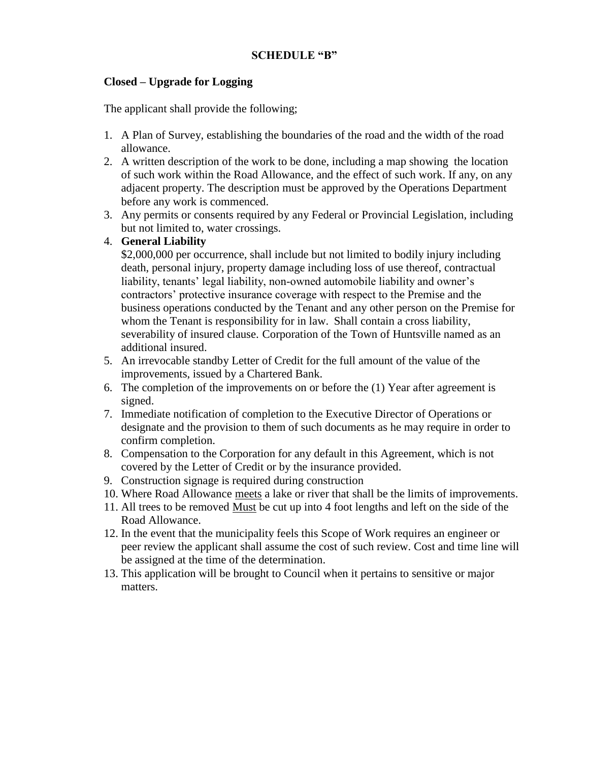# SCHEDULE "B"

## Closed – Upgrade for Logging

The applicant shall provide the following;

1. A Plan of Survey, establishing the boundaries of the road and the width of the road allowance.
2. A written description of the work to be done, including a map showing the location of such work within the Road Allowance, and the effect of such work. If any, on any adjacent property. The description must be approved by the Operations Department before any work is commenced.
3. Any permits or consents required by any Federal or Provincial Legislation, including but not limited to, water crossings.
4. **General Liability**
   $2,000,000 per occurrence, shall include but not limited to bodily injury including death, personal injury, property damage including loss of use thereof, contractual liability, tenants' legal liability, non-owned automobile liability and owner's contractors' protective insurance coverage with respect to the Premise and the business operations conducted by the Tenant and any other person on the Premise for whom the Tenant is responsibility for in law. Shall contain a cross liability, severability of insured clause. Corporation of the Town of Huntsville named as an additional insured.
5. An irrevocable standby Letter of Credit for the full amount of the value of the improvements, issued by a Chartered Bank.
6. The completion of the improvements on or before the (1) Year after agreement is signed.
7. Immediate notification of completion to the Executive Director of Operations or designate and the provision to them of such documents as he may require in order to confirm completion.
8. Compensation to the Corporation for any default in this Agreement, which is not covered by the Letter of Credit or by the insurance provided.
9. Construction signage is required during construction
10. Where Road Allowance <u>meets</u> a lake or river that shall be the limits of improvements.
11. All trees to be removed <u>Must</u> be cut up into 4 foot lengths and left on the side of the Road Allowance.
12. In the event that the municipality feels this Scope of Work requires an engineer or peer review the applicant shall assume the cost of such review. Cost and time line will be assigned at the time of the determination.
13. This application will be brought to Council when it pertains to sensitive or major matters.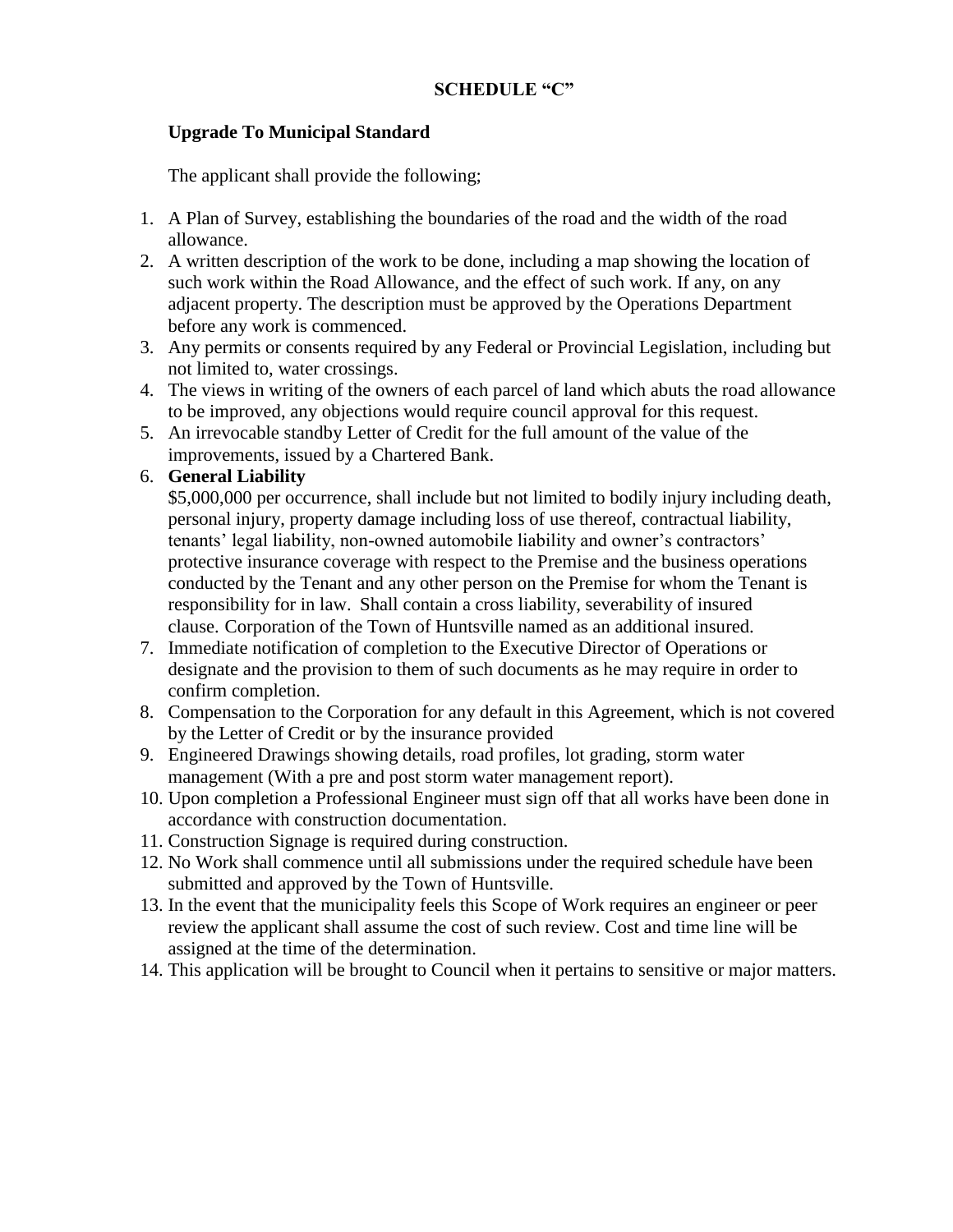**SCHEDULE "C"**

**Upgrade To Municipal Standard**

The applicant shall provide the following;

1. A Plan of Survey, establishing the boundaries of the road and the width of the road allowance.
2. A written description of the work to be done, including a map showing the location of such work within the Road Allowance, and the effect of such work. If any, on any adjacent property. The description must be approved by the Operations Department before any work is commenced.
3. Any permits or consents required by any Federal or Provincial Legislation, including but not limited to, water crossings.
4. The views in writing of the owners of each parcel of land which abuts the road allowance to be improved, any objections would require council approval for this request.
5. An irrevocable standby Letter of Credit for the full amount of the value of the improvements, issued by a Chartered Bank.
6. **General Liability**
   $5,000,000 per occurrence, shall include but not limited to bodily injury including death, personal injury, property damage including loss of use thereof, contractual liability, tenants' legal liability, non-owned automobile liability and owner's contractors' protective insurance coverage with respect to the Premise and the business operations conducted by the Tenant and any other person on the Premise for whom the Tenant is responsibility for in law. Shall contain a cross liability, severability of insured clause. Corporation of the Town of Huntsville named as an additional insured.
7. Immediate notification of completion to the Executive Director of Operations or designate and the provision to them of such documents as he may require in order to confirm completion.
8. Compensation to the Corporation for any default in this Agreement, which is not covered by the Letter of Credit or by the insurance provided
9. Engineered Drawings showing details, road profiles, lot grading, storm water management (With a pre and post storm water management report).
10. Upon completion a Professional Engineer must sign off that all works have been done in accordance with construction documentation.
11. Construction Signage is required during construction.
12. No Work shall commence until all submissions under the required schedule have been submitted and approved by the Town of Huntsville.
13. In the event that the municipality feels this Scope of Work requires an engineer or peer review the applicant shall assume the cost of such review. Cost and time line will be assigned at the time of the determination.
14. This application will be brought to Council when it pertains to sensitive or major matters.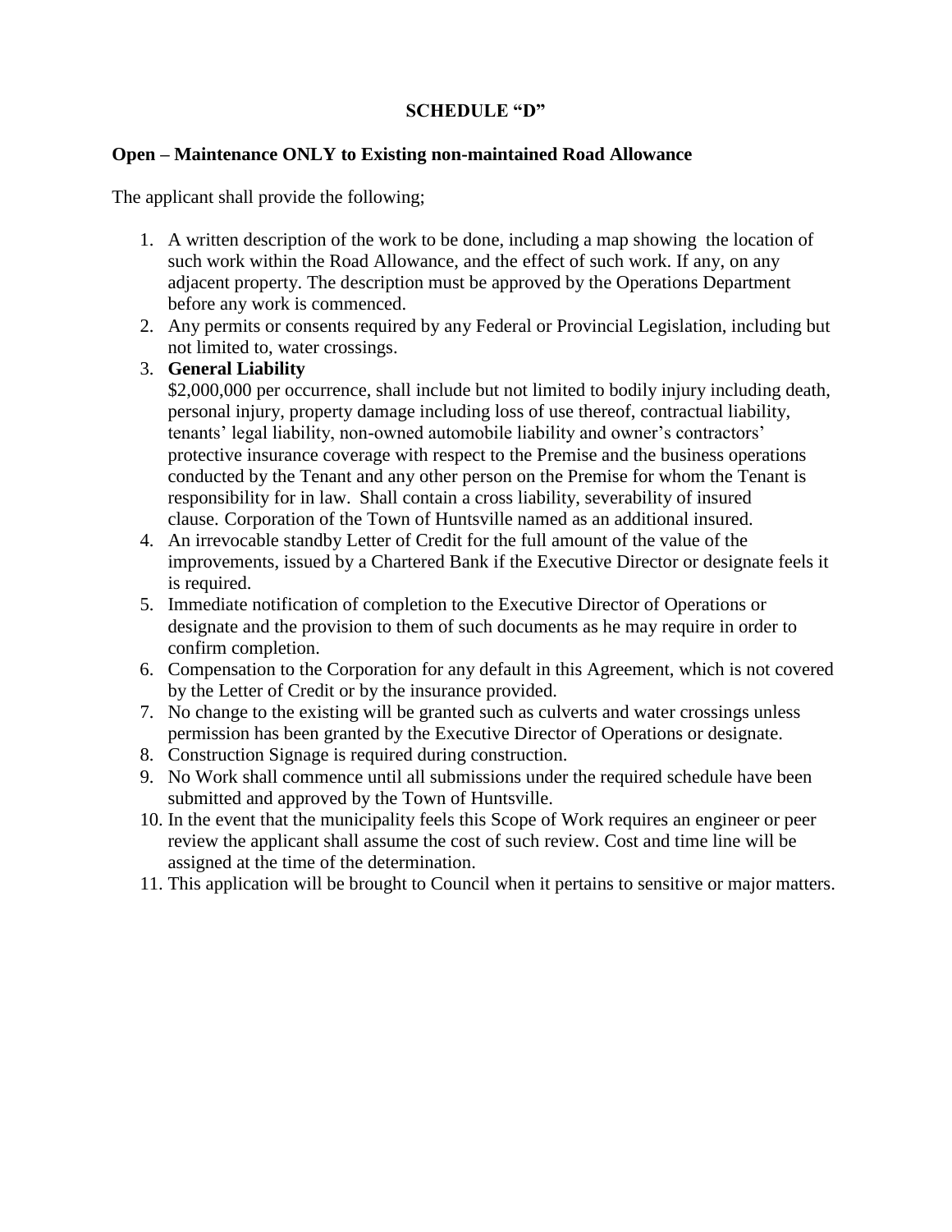**SCHEDULE "D"**

**Open – Maintenance ONLY to Existing non-maintained Road Allowance**

The applicant shall provide the following;

1. A written description of the work to be done, including a map showing the location of such work within the Road Allowance, and the effect of such work. If any, on any adjacent property. The description must be approved by the Operations Department before any work is commenced.
2. Any permits or consents required by any Federal or Provincial Legislation, including but not limited to, water crossings.
3. **General Liability**
   $2,000,000 per occurrence, shall include but not limited to bodily injury including death, personal injury, property damage including loss of use thereof, contractual liability, tenants' legal liability, non-owned automobile liability and owner's contractors' protective insurance coverage with respect to the Premise and the business operations conducted by the Tenant and any other person on the Premise for whom the Tenant is responsibility for in law. Shall contain a cross liability, severability of insured clause. Corporation of the Town of Huntsville named as an additional insured.
4. An irrevocable standby Letter of Credit for the full amount of the value of the improvements, issued by a Chartered Bank if the Executive Director or designate feels it is required.
5. Immediate notification of completion to the Executive Director of Operations or designate and the provision to them of such documents as he may require in order to confirm completion.
6. Compensation to the Corporation for any default in this Agreement, which is not covered by the Letter of Credit or by the insurance provided.
7. No change to the existing will be granted such as culverts and water crossings unless permission has been granted by the Executive Director of Operations or designate.
8. Construction Signage is required during construction.
9. No Work shall commence until all submissions under the required schedule have been submitted and approved by the Town of Huntsville.
10. In the event that the municipality feels this Scope of Work requires an engineer or peer review the applicant shall assume the cost of such review. Cost and time line will be assigned at the time of the determination.
11. This application will be brought to Council when it pertains to sensitive or major matters.